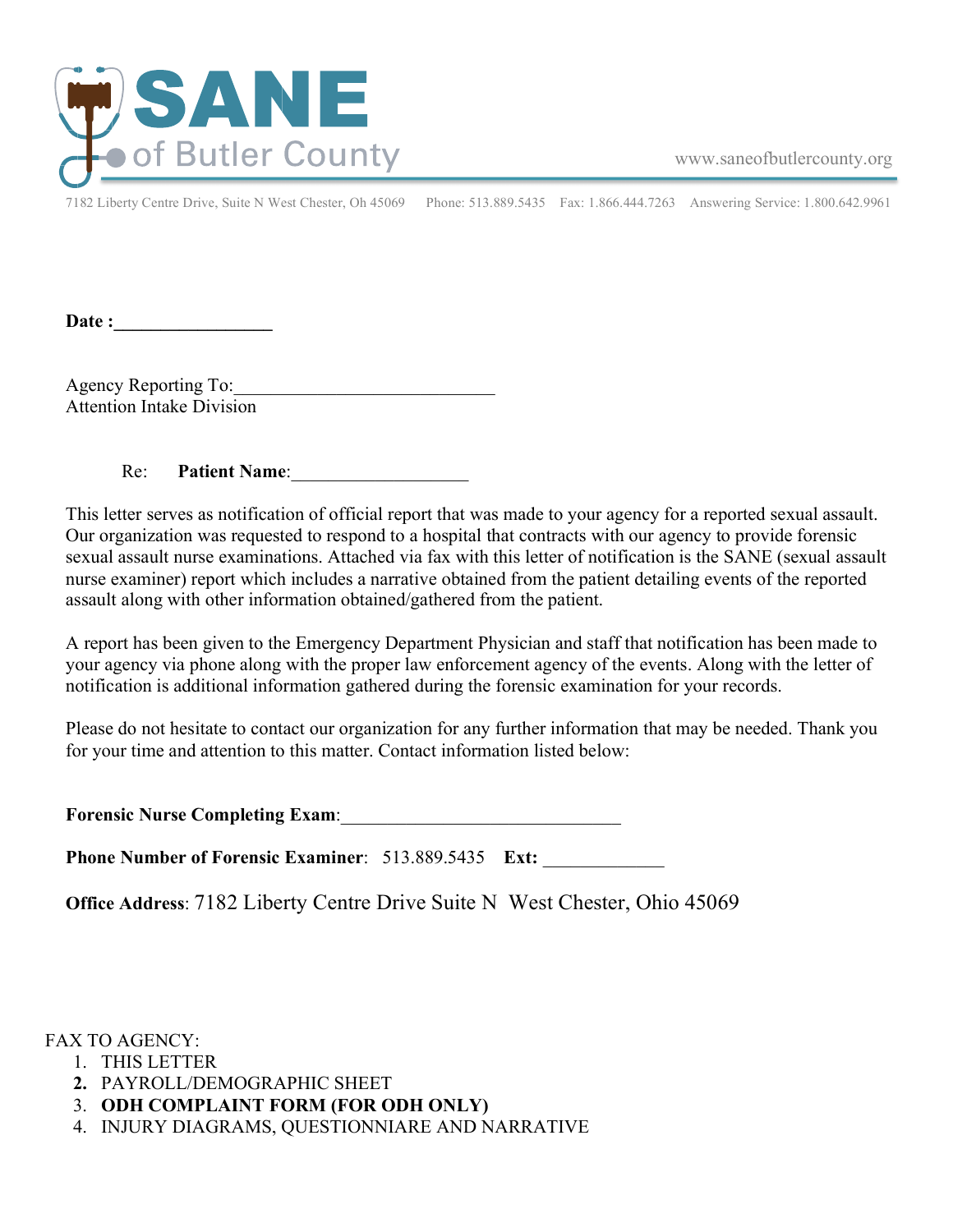# SANE of Butler County

www.saneofbutlercounty.org

7182 Liberty Centre Drive, Suite N West Chester, Oh 45069 Phone: 513.889.5435 Fax: 1.866.444.7263 Answering Service: 1.800.642.9961

**Date :**_________________

Agency Reporting To:____________________________
Attention Intake Division

Re: **Patient Name**:___________________

This letter serves as notification of official report that was made to your agency for a reported sexual assault. Our organization was requested to respond to a hospital that contracts with our agency to provide forensic sexual assault nurse examinations. Attached via fax with this letter of notification is the SANE (sexual assault nurse examiner) report which includes a narrative obtained from the patient detailing events of the reported assault along with other information obtained/gathered from the patient.

A report has been given to the Emergency Department Physician and staff that notification has been made to your agency via phone along with the proper law enforcement agency of the events. Along with the letter of notification is additional information gathered during the forensic examination for your records.

Please do not hesitate to contact our organization for any further information that may be needed. Thank you for your time and attention to this matter. Contact information listed below:

**Forensic Nurse Completing Exam**:______________________________

**Phone Number of Forensic Examiner**: 513.889.5435 **Ext:** _____________

**Office Address**: 7182 Liberty Centre Drive Suite N West Chester, Ohio 45069

FAX TO AGENCY:

1. THIS LETTER
2. PAYROLL/DEMOGRAPHIC SHEET
3. **ODH COMPLAINT FORM (FOR ODH ONLY)**
4. INJURY DIAGRAMS, QUESTIONNIARE AND NARRATIVE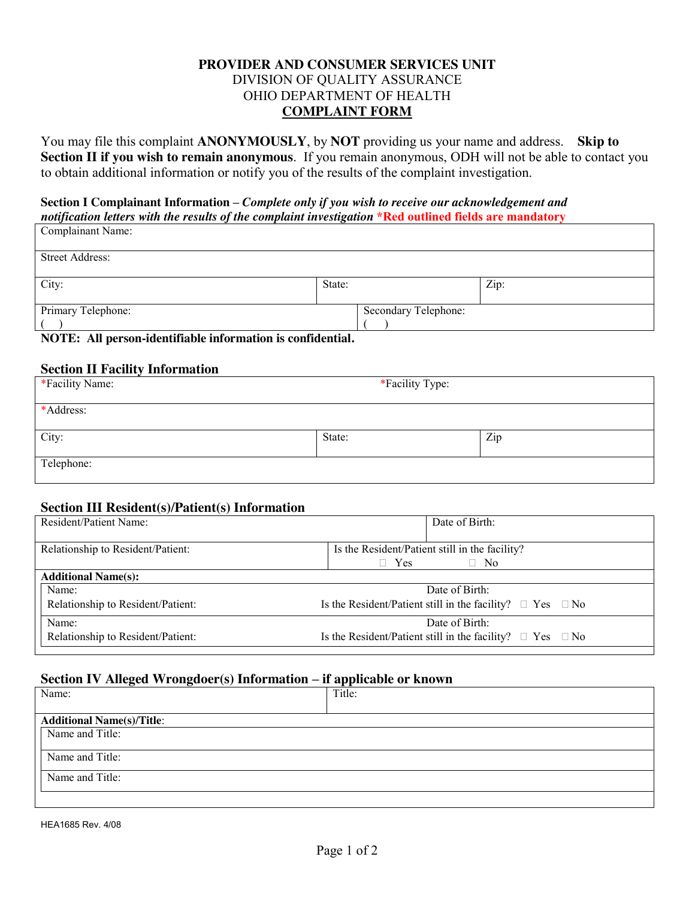**PROVIDER AND CONSUMER SERVICES UNIT**
DIVISION OF QUALITY ASSURANCE
OHIO DEPARTMENT OF HEALTH
**COMPLAINT FORM**

You may file this complaint **ANONYMOUSLY**, by **NOT** providing us your name and address. **Skip to Section II if you wish to remain anonymous**. If you remain anonymous, ODH will not be able to contact you to obtain additional information or notify you of the results of the complaint investigation.

**Section I Complainant Information –** ***Complete only if you wish to receive our acknowledgement and notification letters with the results of the complaint investigation*** **\*Red outlined fields are mandatory**

| Complainant Name: | | |
|---|---|---|
| Street Address: | | |
| City: | State: | Zip: |
| Primary Telephone: ( ) | Secondary Telephone: ( ) | |

**NOTE: All person-identifiable information is confidential.**

## Section II Facility Information

| *Facility Name: | *Facility Type: | |
|---|---|---|
| *Address: | | |
| City: | State: | Zip |
| Telephone: | | |

## Section III Resident(s)/Patient(s) Information

| Resident/Patient Name: | Date of Birth: |
|---|---|
| Relationship to Resident/Patient: | Is the Resident/Patient still in the facility? ☐ Yes ☐ No |
| **Additional Name(s):** | |
| Name: | Date of Birth: |
| Relationship to Resident/Patient: | Is the Resident/Patient still in the facility? ☐ Yes ☐ No |
| Name: | Date of Birth: |
| Relationship to Resident/Patient: | Is the Resident/Patient still in the facility? ☐ Yes ☐ No |

## Section IV Alleged Wrongdoer(s) Information – if applicable or known

| Name: | Title: |
|---|---|
| **Additional Name(s)/Title**: | |
| Name and Title: | |
| Name and Title: | |
| Name and Title: | |

HEA1685 Rev. 4/08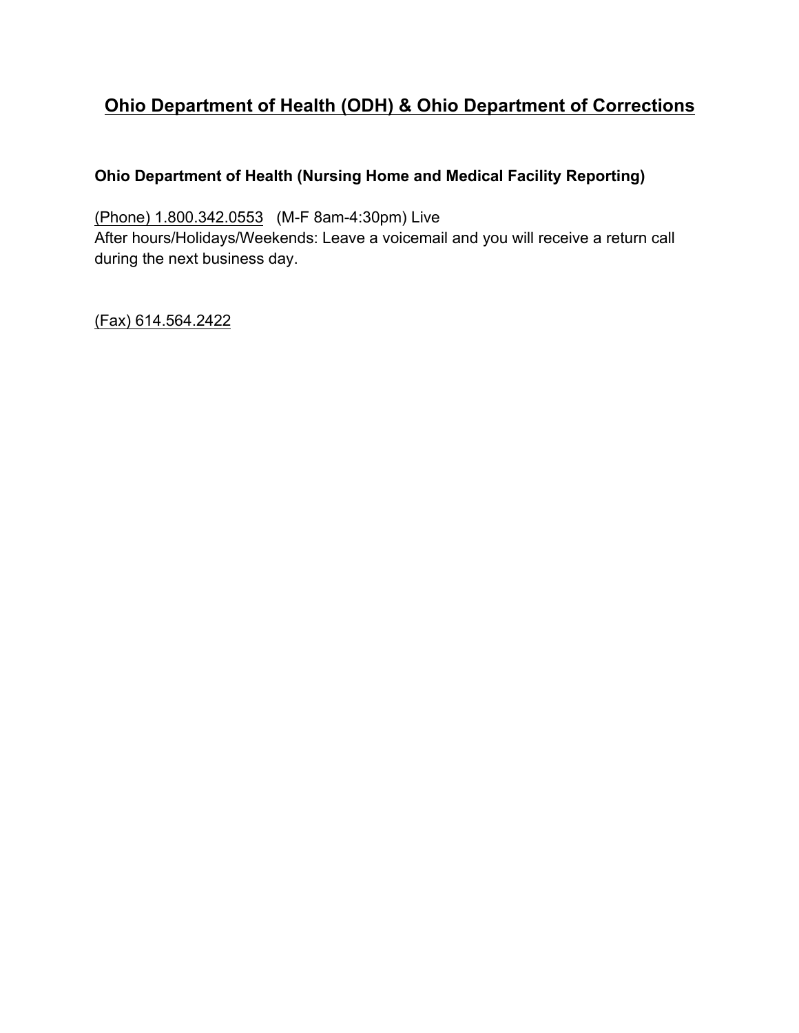# Ohio Department of Health (ODH) & Ohio Department of Corrections

**Ohio Department of Health (Nursing Home and Medical Facility Reporting)**

(Phone) 1.800.342.0553 (M-F 8am-4:30pm) Live
After hours/Holidays/Weekends: Leave a voicemail and you will receive a return call during the next business day.

(Fax) 614.564.2422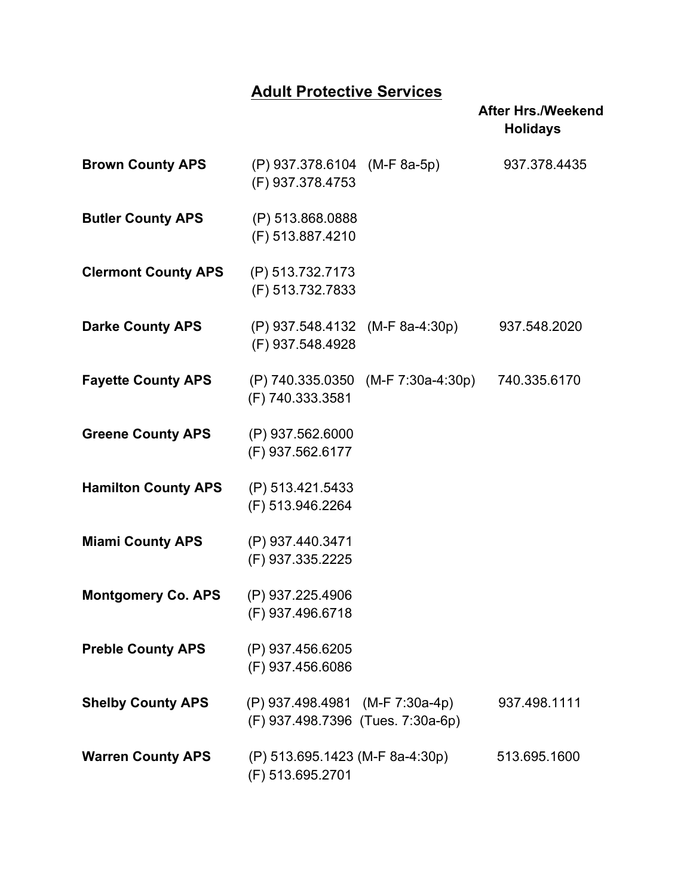# Adult Protective Services

| | | | After Hrs./Weekend Holidays |
|---|---|---|---|
| **Brown County APS** | (P) 937.378.6104<br>(F) 937.378.4753 | (M-F 8a-5p) | 937.378.4435 |
| **Butler County APS** | (P) 513.868.0888<br>(F) 513.887.4210 | | |
| **Clermont County APS** | (P) 513.732.7173<br>(F) 513.732.7833 | | |
| **Darke County APS** | (P) 937.548.4132<br>(F) 937.548.4928 | (M-F 8a-4:30p) | 937.548.2020 |
| **Fayette County APS** | (P) 740.335.0350<br>(F) 740.333.3581 | (M-F 7:30a-4:30p) | 740.335.6170 |
| **Greene County APS** | (P) 937.562.6000<br>(F) 937.562.6177 | | |
| **Hamilton County APS** | (P) 513.421.5433<br>(F) 513.946.2264 | | |
| **Miami County APS** | (P) 937.440.3471<br>(F) 937.335.2225 | | |
| **Montgomery Co. APS** | (P) 937.225.4906<br>(F) 937.496.6718 | | |
| **Preble County APS** | (P) 937.456.6205<br>(F) 937.456.6086 | | |
| **Shelby County APS** | (P) 937.498.4981<br>(F) 937.498.7396 | (M-F 7:30a-4p)<br>(Tues. 7:30a-6p) | 937.498.1111 |
| **Warren County APS** | (P) 513.695.1423<br>(F) 513.695.2701 | (M-F 8a-4:30p) | 513.695.1600 |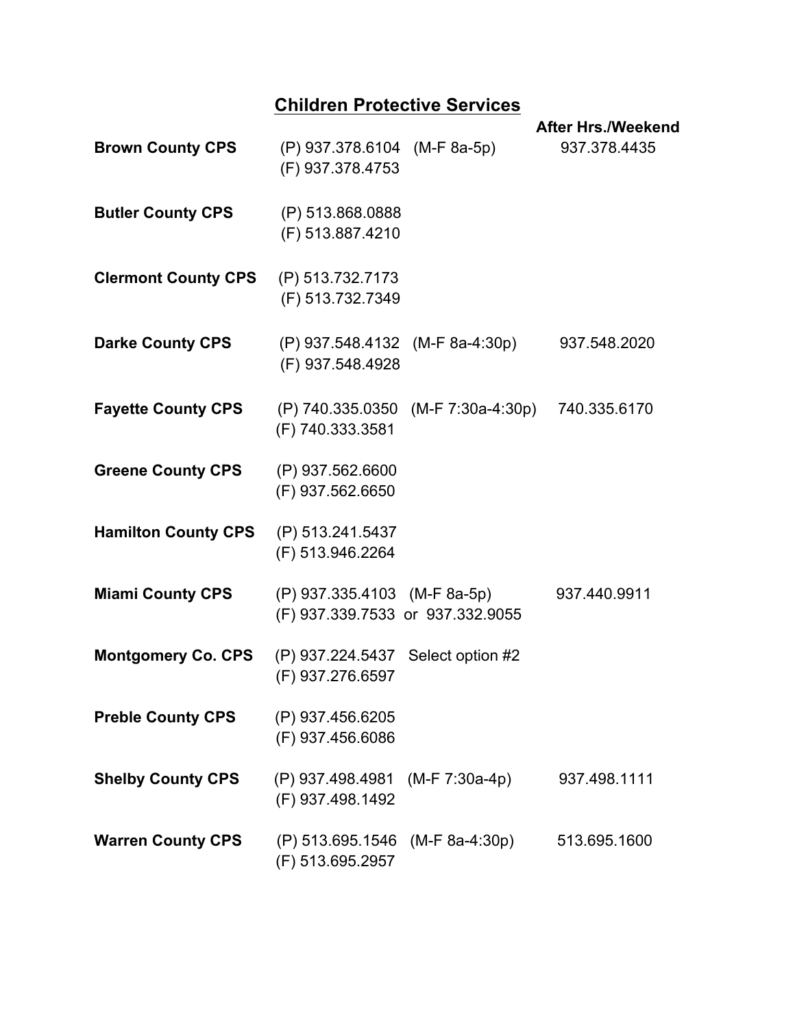## Children Protective Services

| | | | After Hrs./Weekend |
|---|---|---|---|
| **Brown County CPS** | (P) 937.378.6104<br>(F) 937.378.4753 | (M-F 8a-5p) | 937.378.4435 |
| **Butler County CPS** | (P) 513.868.0888<br>(F) 513.887.4210 | | |
| **Clermont County CPS** | (P) 513.732.7173<br>(F) 513.732.7349 | | |
| **Darke County CPS** | (P) 937.548.4132<br>(F) 937.548.4928 | (M-F 8a-4:30p) | 937.548.2020 |
| **Fayette County CPS** | (P) 740.335.0350<br>(F) 740.333.3581 | (M-F 7:30a-4:30p) | 740.335.6170 |
| **Greene County CPS** | (P) 937.562.6600<br>(F) 937.562.6650 | | |
| **Hamilton County CPS** | (P) 513.241.5437<br>(F) 513.946.2264 | | |
| **Miami County CPS** | (P) 937.335.4103<br>(F) 937.339.7533 or 937.332.9055 | (M-F 8a-5p) | 937.440.9911 |
| **Montgomery Co. CPS** | (P) 937.224.5437<br>(F) 937.276.6597 | Select option #2 | |
| **Preble County CPS** | (P) 937.456.6205<br>(F) 937.456.6086 | | |
| **Shelby County CPS** | (P) 937.498.4981<br>(F) 937.498.1492 | (M-F 7:30a-4p) | 937.498.1111 |
| **Warren County CPS** | (P) 513.695.1546<br>(F) 513.695.2957 | (M-F 8a-4:30p) | 513.695.1600 |